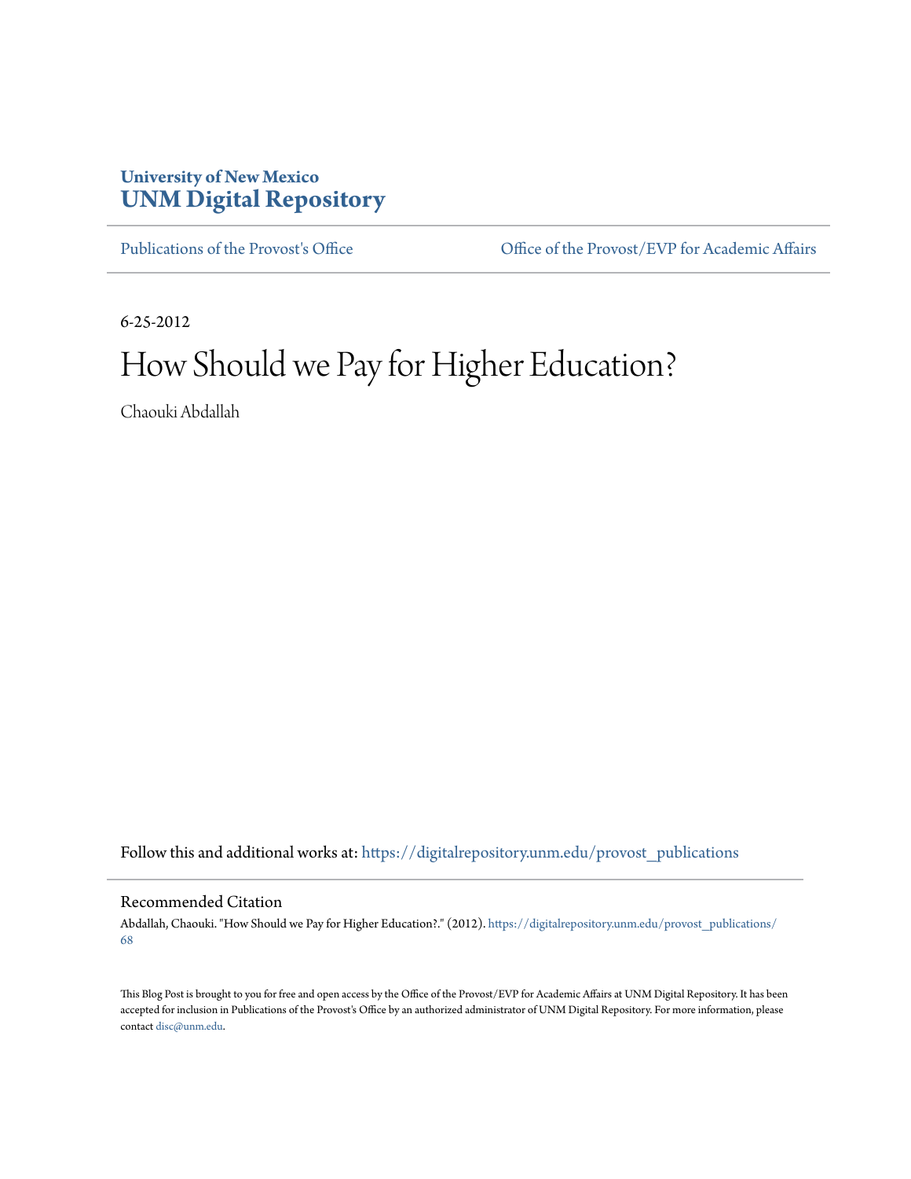University of New Mexico
**UNM Digital Repository**

Publications of the Provost's Office

Office of the Provost/EVP for Academic Affairs

6-25-2012

# How Should we Pay for Higher Education?

Chaouki Abdallah

Follow this and additional works at: https://digitalrepository.unm.edu/provost_publications

## Recommended Citation

Abdallah, Chaouki. "How Should we Pay for Higher Education?." (2012). https://digitalrepository.unm.edu/provost_publications/68

This Blog Post is brought to you for free and open access by the Office of the Provost/EVP for Academic Affairs at UNM Digital Repository. It has been accepted for inclusion in Publications of the Provost's Office by an authorized administrator of UNM Digital Repository. For more information, please contact disc@unm.edu.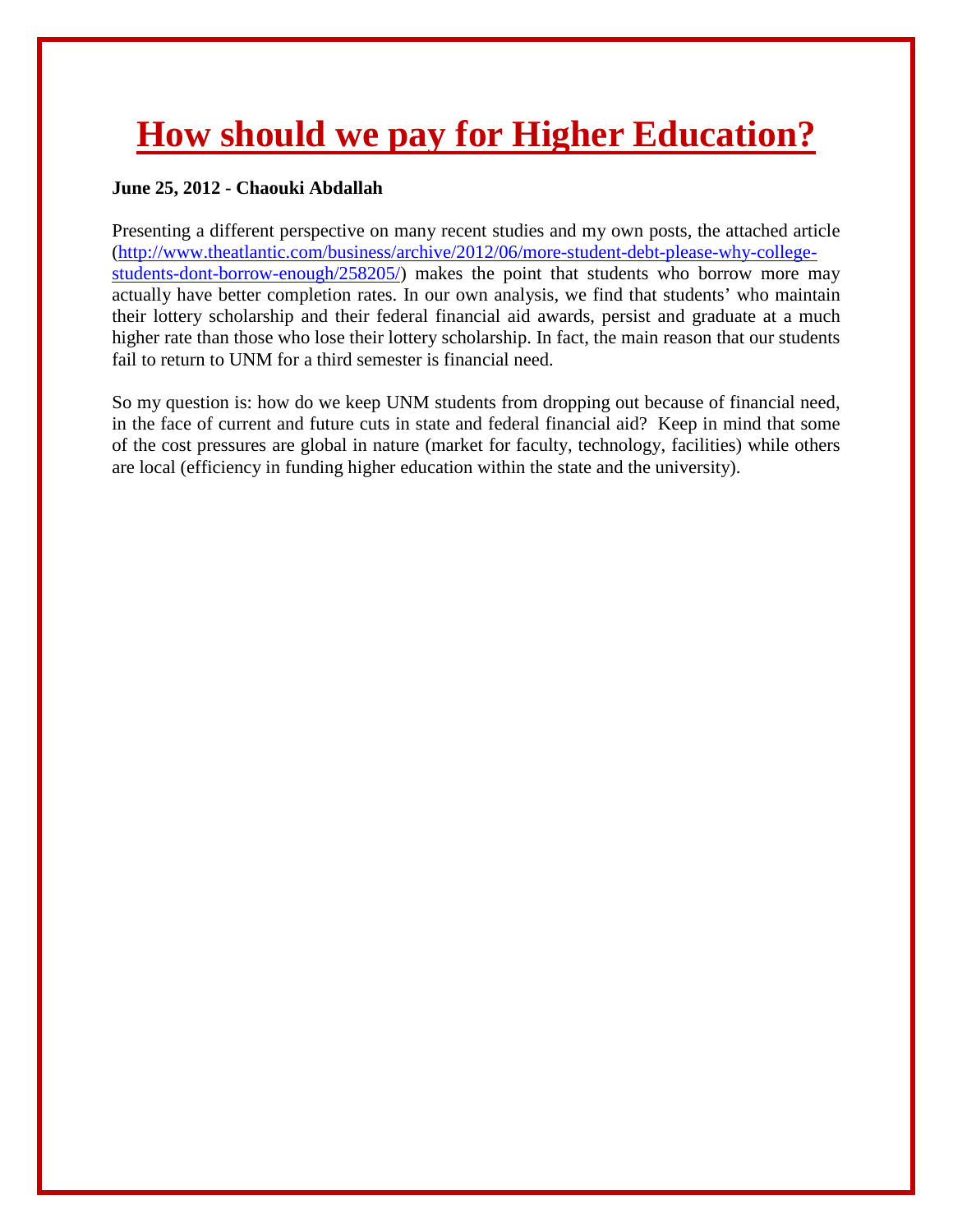# How should we pay for Higher Education?

**June 25, 2012 - Chaouki Abdallah**

Presenting a different perspective on many recent studies and my own posts, the attached article (http://www.theatlantic.com/business/archive/2012/06/more-student-debt-please-why-college-students-dont-borrow-enough/258205/) makes the point that students who borrow more may actually have better completion rates. In our own analysis, we find that students' who maintain their lottery scholarship and their federal financial aid awards, persist and graduate at a much higher rate than those who lose their lottery scholarship. In fact, the main reason that our students fail to return to UNM for a third semester is financial need.

So my question is: how do we keep UNM students from dropping out because of financial need, in the face of current and future cuts in state and federal financial aid? Keep in mind that some of the cost pressures are global in nature (market for faculty, technology, facilities) while others are local (efficiency in funding higher education within the state and the university).